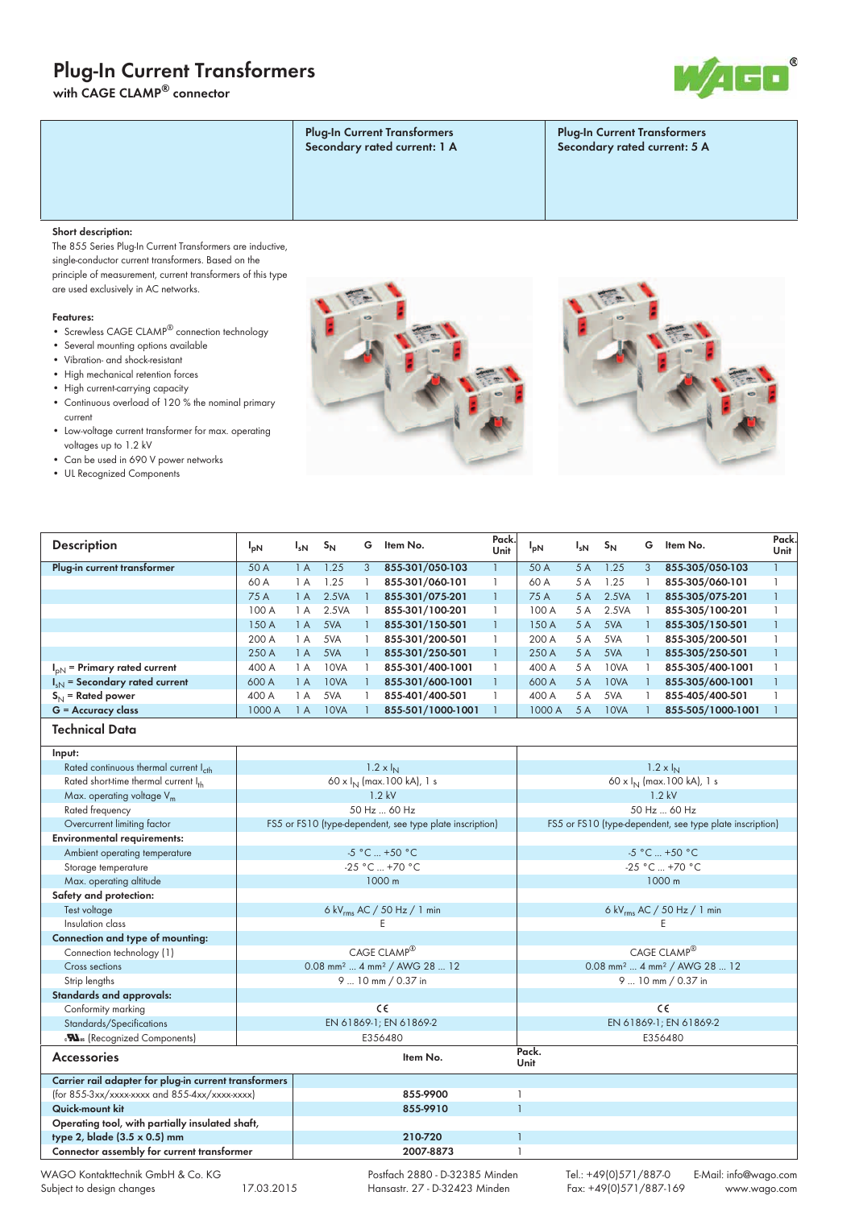# Plug-In Current Transformers

with CAGE CLAMP® connector

| | Plug-In Current Transformers Secondary rated current: 1 A | Plug-In Current Transformers Secondary rated current: 5 A |
|---|---|---|

**Short description:**

The 855 Series Plug-In Current Transformers are inductive, single-conductor current transformers. Based on the principle of measurement, current transformers of this type are used exclusively in AC networks.

**Features:**

- Screwless CAGE CLAMP® connection technology
- Several mounting options available
- Vibration- and shock-resistant
- High mechanical retention forces
- High current-carrying capacity
- Continuous overload of 120 % the nominal primary current
- Low-voltage current transformer for max. operating voltages up to 1.2 kV
- Can be used in 690 V power networks
- UL Recognized Components

| Description | $I_{pN}$ | $I_{sN}$ | $S_N$ | G | Item No. | Pack. Unit | $I_{pN}$ | $I_{sN}$ | $S_N$ | G | Item No. | Pack. Unit |
|---|---|---|---|---|---|---|---|---|---|---|---|---|
| **Plug-in current transformer** | 50 A | 1 A | 1.25 | 3 | **855-301/050-103** | 1 | 50 A | 5 A | 1.25 | 3 | **855-305/050-103** | 1 |
| | 60 A | 1 A | 1.25 | 1 | **855-301/060-101** | 1 | 60 A | 5 A | 1.25 | 1 | **855-305/060-101** | 1 |
| | 75 A | 1 A | 2.5VA | 1 | **855-301/075-201** | 1 | 75 A | 5 A | 2.5VA | 1 | **855-305/075-201** | 1 |
| | 100 A | 1 A | 2.5VA | 1 | **855-301/100-201** | 1 | 100 A | 5 A | 2.5VA | 1 | **855-305/100-201** | 1 |
| | 150 A | 1 A | 5VA | 1 | **855-301/150-501** | 1 | 150 A | 5 A | 5VA | 1 | **855-305/150-501** | 1 |
| | 200 A | 1 A | 5VA | 1 | **855-301/200-501** | 1 | 200 A | 5 A | 5VA | 1 | **855-305/200-501** | 1 |
| | 250 A | 1 A | 5VA | 1 | **855-301/250-501** | 1 | 250 A | 5 A | 5VA | 1 | **855-305/250-501** | 1 |
| **$I_{pN}$ = Primary rated current** | 400 A | 1 A | 10VA | 1 | **855-301/400-1001** | 1 | 400 A | 5 A | 10VA | 1 | **855-305/400-1001** | 1 |
| **$I_{sN}$ = Secondary rated current** | 600 A | 1 A | 10VA | 1 | **855-301/600-1001** | 1 | 600 A | 5 A | 10VA | 1 | **855-305/600-1001** | 1 |
| **$S_N$ = Rated power** | 400 A | 1 A | 5VA | 1 | **855-401/400-501** | 1 | 400 A | 5 A | 5VA | 1 | **855-405/400-501** | 1 |
| **G = Accuracy class** | 1000 A | 1 A | 10VA | 1 | **855-501/1000-1001** | 1 | 1000 A | 5 A | 10VA | 1 | **855-505/1000-1001** | 1 |

## Technical Data

| | 1 A | 5 A |
|---|---|---|
| **Input:** | | |
| Rated continuous thermal current $I_{cth}$ | 1.2 x $I_N$ | 1.2 x $I_N$ |
| Rated short-time thermal current $I_{th}$ | 60 x $I_N$ (max.100 kA), 1 s | 60 x $I_N$ (max.100 kA), 1 s |
| Max. operating voltage $V_m$ | 1.2 kV | 1.2 kV |
| Rated frequency | 50 Hz ... 60 Hz | 50 Hz ... 60 Hz |
| Overcurrent limiting factor | FS5 or FS10 (type-dependent, see type plate inscription) | FS5 or FS10 (type-dependent, see type plate inscription) |
| **Environmental requirements:** | | |
| Ambient operating temperature | -5 °C ... +50 °C | -5 °C ... +50 °C |
| Storage temperature | -25 °C ... +70 °C | -25 °C ... +70 °C |
| Max. operating altitude | 1000 m | 1000 m |
| **Safety and protection:** | | |
| Test voltage | 6 $kV_{rms}$ AC / 50 Hz / 1 min | 6 $kV_{rms}$ AC / 50 Hz / 1 min |
| Insulation class | E | E |
| **Connection and type of mounting:** | | |
| Connection technology (1) | CAGE CLAMP® | CAGE CLAMP® |
| Cross sections | 0.08 mm² ... 4 mm² / AWG 28 ... 12 | 0.08 mm² ... 4 mm² / AWG 28 ... 12 |
| Strip lengths | 9 ... 10 mm / 0.37 in | 9 ... 10 mm / 0.37 in |
| **Standards and approvals:** | | |
| Conformity marking | CE | CE |
| Standards/Specifications | EN 61869-1; EN 61869-2 | EN 61869-1; EN 61869-2 |
| cURus (Recognized Components) | E356480 | E356480 |

## Accessories

| Accessories | Item No. | Pack. Unit |
|---|---|---|
| **Carrier rail adapter for plug-in current transformers** (for 855-3xx/xxxx-xxxx and 855-4xx/xxxx-xxxx) | **855-9900** | 1 |
| **Quick-mount kit** | **855-9910** | 1 |
| **Operating tool, with partially insulated shaft, type 2, blade (3.5 x 0.5) mm** | **210-720** | 1 |
| **Connector assembly for current transformer** | **2007-8873** | 1 |

WAGO Kontakttechnik GmbH & Co. KG
Subject to design changes 17.03.2015
Postfach 2880 - D-32385 Minden
Hansastr. 27 - D-32423 Minden
Tel.: +49(0)571/887-0
Fax: +49(0)571/887-169
E-Mail: info@wago.com
www.wago.com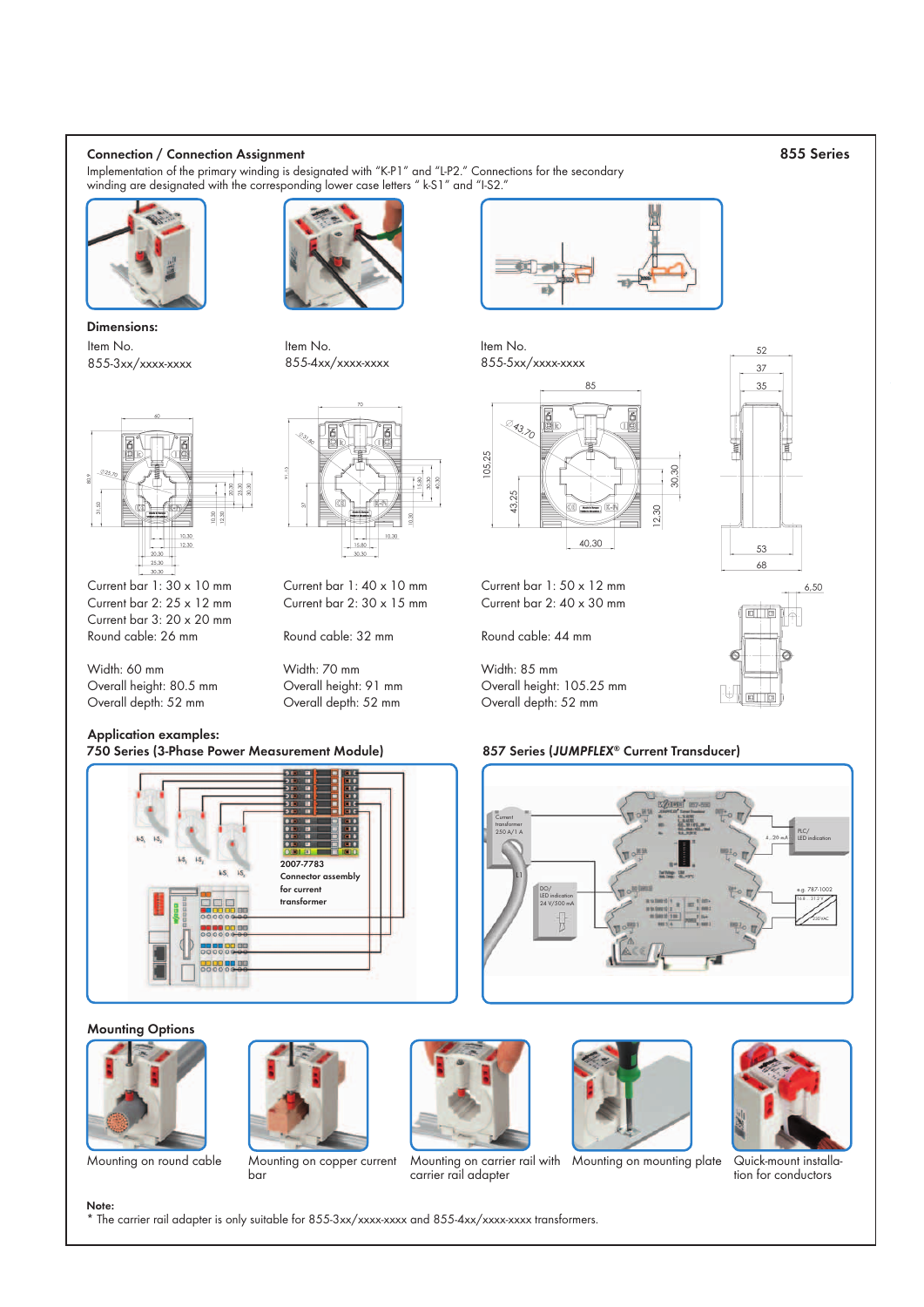## Connection / Connection Assignment

**855 Series**

Implementation of the primary winding is designated with "K-P1" and "L-P2." Connections for the secondary winding are designated with the corresponding lower case letters " k-S1" and "l-S2."

**Dimensions:**

Item No.
855-3xx/xxxx-xxxx

Current bar 1: 30 x 10 mm
Current bar 2: 25 x 12 mm
Current bar 3: 20 x 20 mm
Round cable: 26 mm

Width: 60 mm
Overall height: 80.5 mm
Overall depth: 52 mm

Item No.
855-4xx/xxxx-xxxx

Current bar 1: 40 x 10 mm
Current bar 2: 30 x 15 mm

Round cable: 32 mm

Width: 70 mm
Overall height: 91 mm
Overall depth: 52 mm

Item No.
855-5xx/xxxx-xxxx

Current bar 1: 50 x 12 mm
Current bar 2: 40 x 30 mm

Round cable: 44 mm

Width: 85 mm
Overall height: 105.25 mm
Overall depth: 52 mm

**Application examples:**

**750 Series (3-Phase Power Measurement Module)**

2007-7783
Connector assembly
for current
transformer

**857 Series (*JUMPFLEX*® Current Transducer)**

**Mounting Options**

Mounting on round cable

Mounting on copper current bar

Mounting on carrier rail with carrier rail adapter

Mounting on mounting plate

Quick-mount installation for conductors

**Note:**
* The carrier rail adapter is only suitable for 855-3xx/xxxx-xxxx and 855-4xx/xxxx-xxxx transformers.